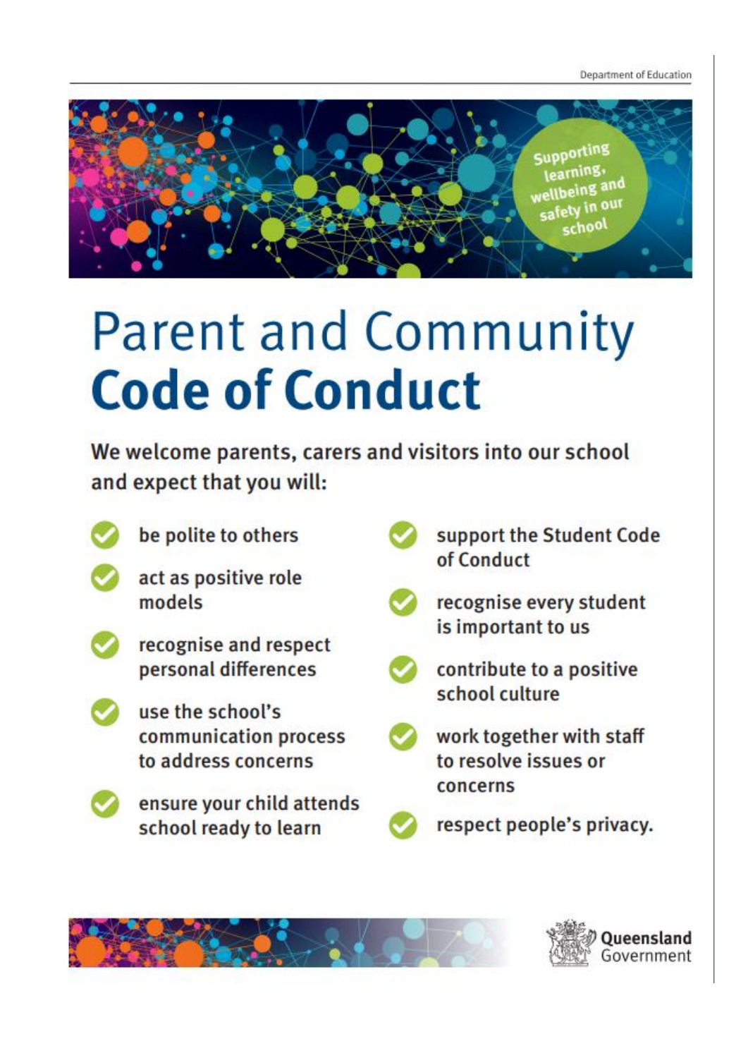Supporting learning, wellbeing and safety in our school

# Parent and Community **Code of Conduct**

**We welcome parents, carers and visitors into our school and expect that you will:**

- be polite to others
- act as positive role models
- recognise and respect personal differences
- use the school's communication process to address concerns
- ensure your child attends school ready to learn
- support the Student Code of Conduct
- recognise every student is important to us
- contribute to a positive school culture
- work together with staff to resolve issues or concerns
- respect people's privacy.

Queensland Government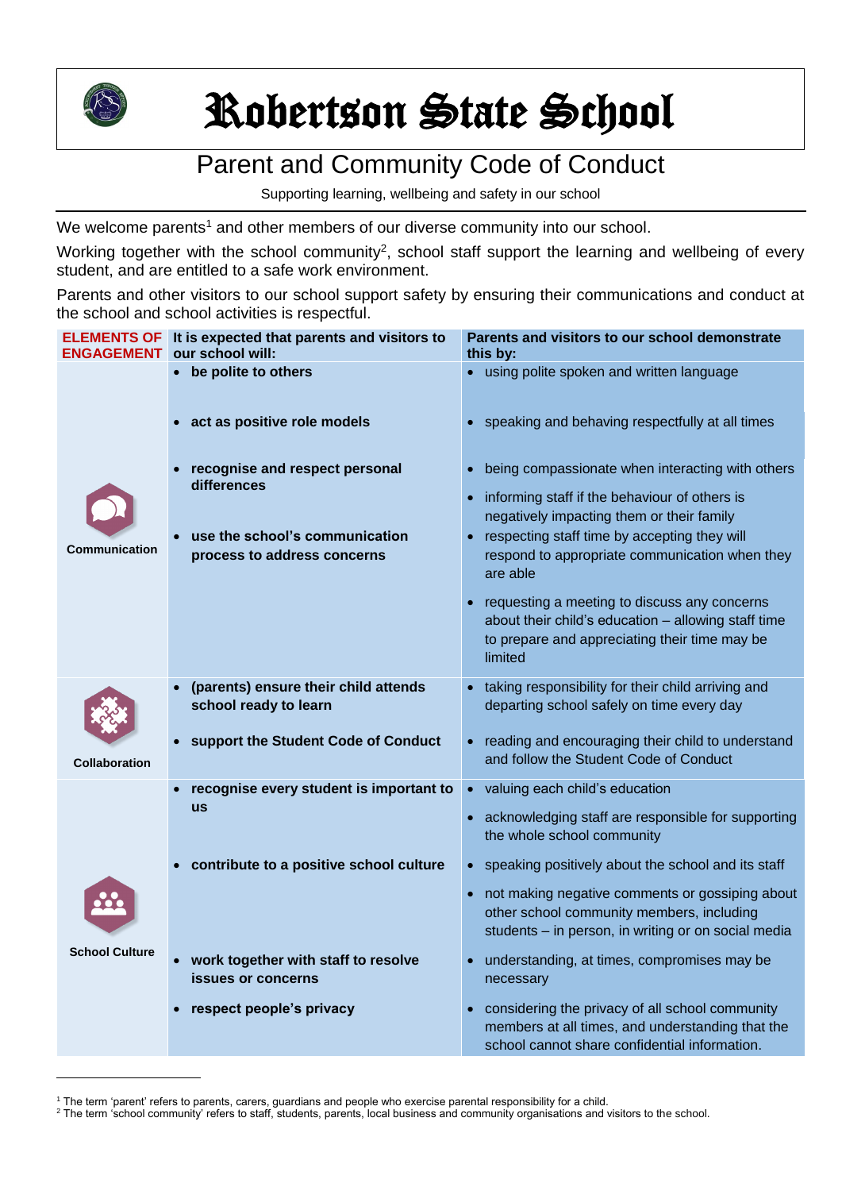# Robertson State School

## Parent and Community Code of Conduct

Supporting learning, wellbeing and safety in our school

We welcome parents[1] and other members of our diverse community into our school.

Working together with the school community[2], school staff support the learning and wellbeing of every student, and are entitled to a safe work environment.

Parents and other visitors to our school support safety by ensuring their communications and conduct at the school and school activities is respectful.

| ELEMENTS OF ENGAGEMENT | It is expected that parents and visitors to our school will: | Parents and visitors to our school demonstrate this by: |
|---|---|---|
| Communication | • **be polite to others** | • using polite spoken and written language |
| | • **act as positive role models** | • speaking and behaving respectfully at all times |
| | • **recognise and respect personal differences** | • being compassionate when interacting with others<br>• informing staff if the behaviour of others is negatively impacting them or their family |
| | • **use the school's communication process to address concerns** | • respecting staff time by accepting they will respond to appropriate communication when they are able<br>• requesting a meeting to discuss any concerns about their child's education – allowing staff time to prepare and appreciating their time may be limited |
| Collaboration | • **(parents) ensure their child attends school ready to learn** | • taking responsibility for their child arriving and departing school safely on time every day |
| | • **support the Student Code of Conduct** | • reading and encouraging their child to understand and follow the Student Code of Conduct |
| School Culture | • **recognise every student is important to us** | • valuing each child's education<br>• acknowledging staff are responsible for supporting the whole school community |
| | • **contribute to a positive school culture** | • speaking positively about the school and its staff<br>• not making negative comments or gossiping about other school community members, including students – in person, in writing or on social media |
| | • **work together with staff to resolve issues or concerns** | • understanding, at times, compromises may be necessary |
| | • **respect people's privacy** | • considering the privacy of all school community members at all times, and understanding that the school cannot share confidential information. |

---

[1] The term 'parent' refers to parents, carers, guardians and people who exercise parental responsibility for a child.

[2] The term 'school community' refers to staff, students, parents, local business and community organisations and visitors to the school.